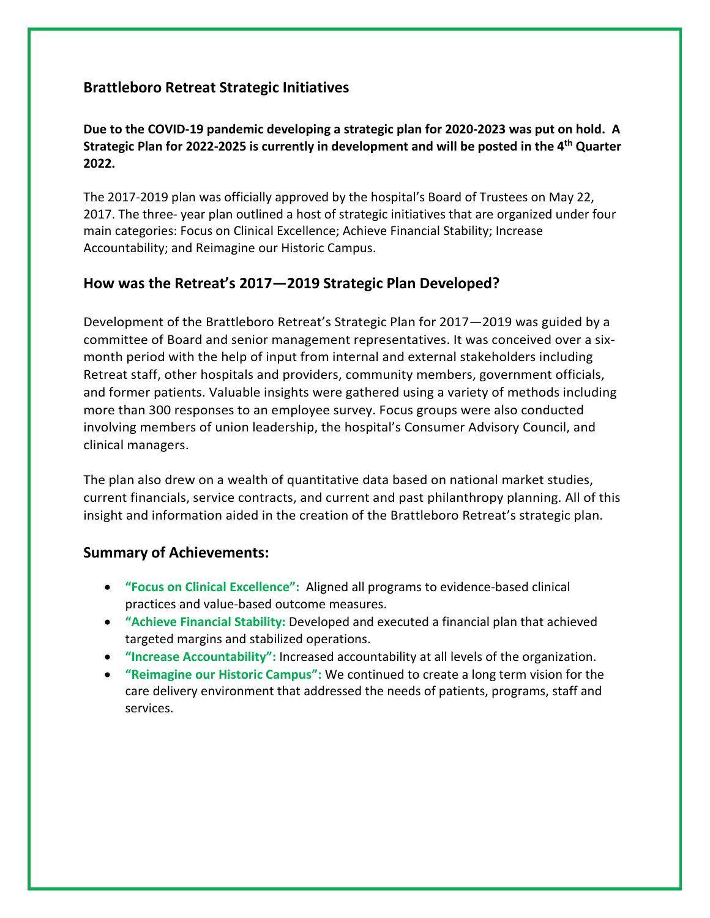## Brattleboro Retreat Strategic Initiatives

**Due to the COVID-19 pandemic developing a strategic plan for 2020-2023 was put on hold. A Strategic Plan for 2022-2025 is currently in development and will be posted in the 4th Quarter 2022.**

The 2017-2019 plan was officially approved by the hospital's Board of Trustees on May 22, 2017. The three- year plan outlined a host of strategic initiatives that are organized under four main categories: Focus on Clinical Excellence; Achieve Financial Stability; Increase Accountability; and Reimagine our Historic Campus.

## How was the Retreat's 2017—2019 Strategic Plan Developed?

Development of the Brattleboro Retreat's Strategic Plan for 2017—2019 was guided by a committee of Board and senior management representatives. It was conceived over a six-month period with the help of input from internal and external stakeholders including Retreat staff, other hospitals and providers, community members, government officials, and former patients. Valuable insights were gathered using a variety of methods including more than 300 responses to an employee survey. Focus groups were also conducted involving members of union leadership, the hospital's Consumer Advisory Council, and clinical managers.

The plan also drew on a wealth of quantitative data based on national market studies, current financials, service contracts, and current and past philanthropy planning. All of this insight and information aided in the creation of the Brattleboro Retreat's strategic plan.

## Summary of Achievements:

- **"Focus on Clinical Excellence":** Aligned all programs to evidence-based clinical practices and value-based outcome measures.
- **"Achieve Financial Stability:** Developed and executed a financial plan that achieved targeted margins and stabilized operations.
- **"Increase Accountability":** Increased accountability at all levels of the organization.
- **"Reimagine our Historic Campus":** We continued to create a long term vision for the care delivery environment that addressed the needs of patients, programs, staff and services.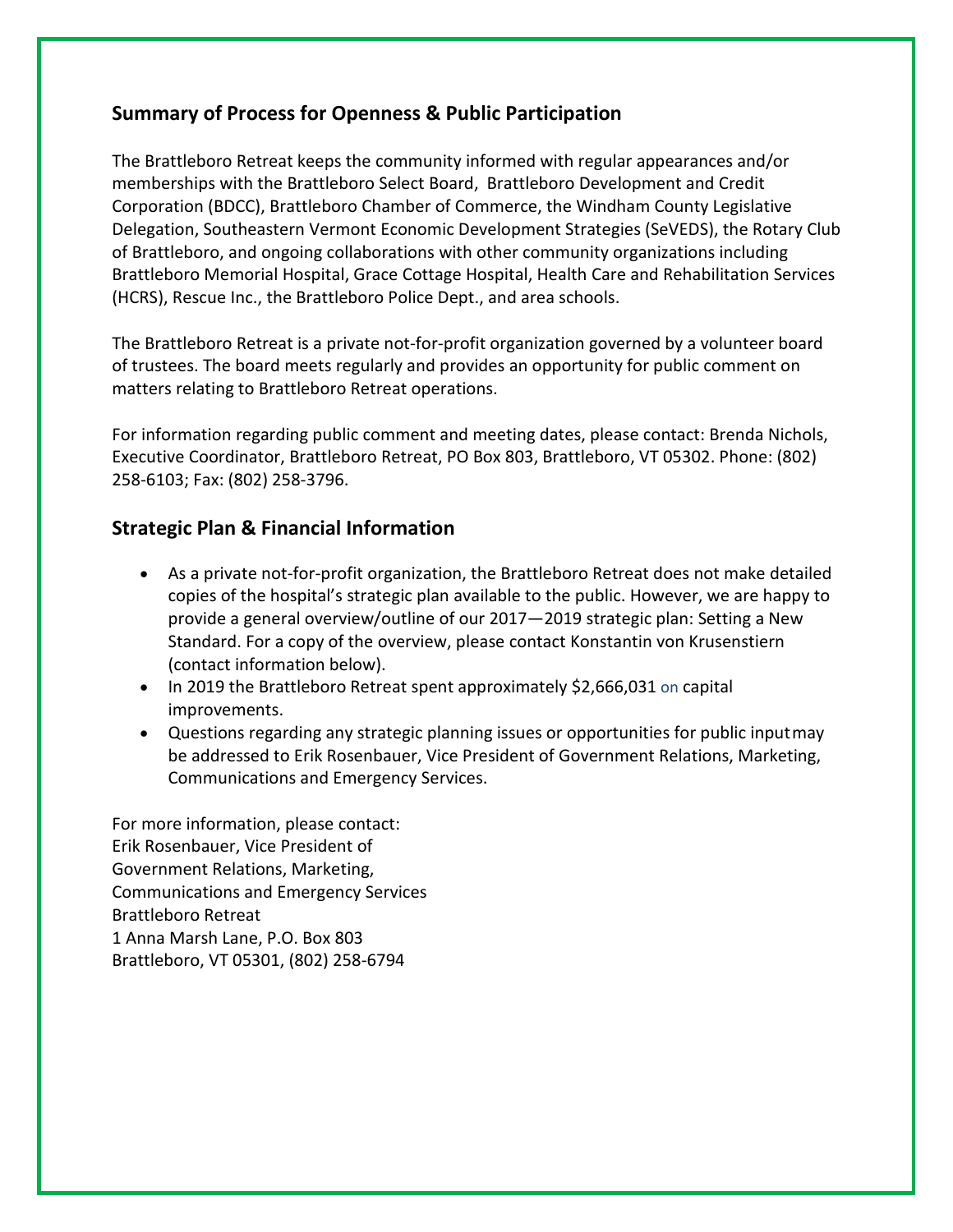## Summary of Process for Openness & Public Participation

The Brattleboro Retreat keeps the community informed with regular appearances and/or memberships with the Brattleboro Select Board, Brattleboro Development and Credit Corporation (BDCC), Brattleboro Chamber of Commerce, the Windham County Legislative Delegation, Southeastern Vermont Economic Development Strategies (SeVEDS), the Rotary Club of Brattleboro, and ongoing collaborations with other community organizations including Brattleboro Memorial Hospital, Grace Cottage Hospital, Health Care and Rehabilitation Services (HCRS), Rescue Inc., the Brattleboro Police Dept., and area schools.

The Brattleboro Retreat is a private not-for-profit organization governed by a volunteer board of trustees. The board meets regularly and provides an opportunity for public comment on matters relating to Brattleboro Retreat operations.

For information regarding public comment and meeting dates, please contact: Brenda Nichols, Executive Coordinator, Brattleboro Retreat, PO Box 803, Brattleboro, VT 05302. Phone: (802) 258-6103; Fax: (802) 258-3796.

## Strategic Plan & Financial Information

- As a private not-for-profit organization, the Brattleboro Retreat does not make detailed copies of the hospital's strategic plan available to the public. However, we are happy to provide a general overview/outline of our 2017—2019 strategic plan: Setting a New Standard. For a copy of the overview, please contact Konstantin von Krusenstiern (contact information below).
- In 2019 the Brattleboro Retreat spent approximately $2,666,031 on capital improvements.
- Questions regarding any strategic planning issues or opportunities for public input may be addressed to Erik Rosenbauer, Vice President of Government Relations, Marketing, Communications and Emergency Services.

For more information, please contact:
Erik Rosenbauer, Vice President of
Government Relations, Marketing,
Communications and Emergency Services
Brattleboro Retreat
1 Anna Marsh Lane, P.O. Box 803
Brattleboro, VT 05301, (802) 258-6794